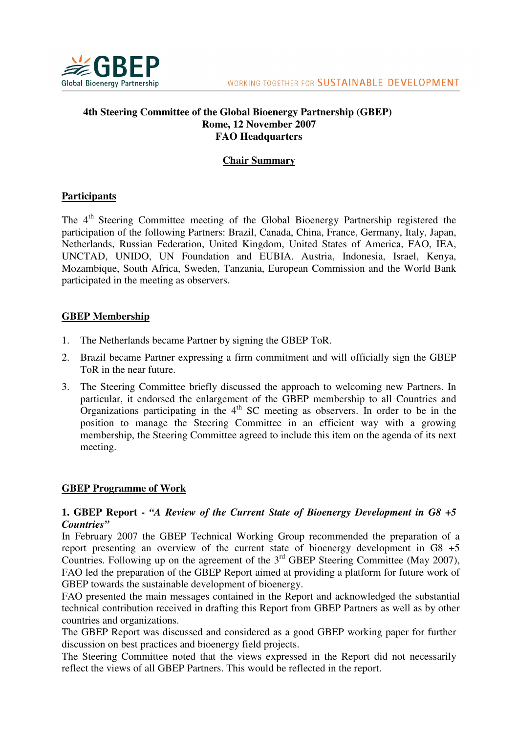**4th Steering Committee of the Global Bioenergy Partnership (GBEP)**
**Rome, 12 November 2007**
**FAO Headquarters**

## Chair Summary

### Participants

The 4th Steering Committee meeting of the Global Bioenergy Partnership registered the participation of the following Partners: Brazil, Canada, China, France, Germany, Italy, Japan, Netherlands, Russian Federation, United Kingdom, United States of America, FAO, IEA, UNCTAD, UNIDO, UN Foundation and EUBIA. Austria, Indonesia, Israel, Kenya, Mozambique, South Africa, Sweden, Tanzania, European Commission and the World Bank participated in the meeting as observers.

### GBEP Membership

1. The Netherlands became Partner by signing the GBEP ToR.
2. Brazil became Partner expressing a firm commitment and will officially sign the GBEP ToR in the near future.
3. The Steering Committee briefly discussed the approach to welcoming new Partners. In particular, it endorsed the enlargement of the GBEP membership to all Countries and Organizations participating in the 4th SC meeting as observers. In order to be in the position to manage the Steering Committee in an efficient way with a growing membership, the Steering Committee agreed to include this item on the agenda of its next meeting.

### GBEP Programme of Work

**1. GBEP Report - *"A Review of the Current State of Bioenergy Development in G8 +5 Countries"***

In February 2007 the GBEP Technical Working Group recommended the preparation of a report presenting an overview of the current state of bioenergy development in G8 +5 Countries. Following up on the agreement of the 3rd GBEP Steering Committee (May 2007), FAO led the preparation of the GBEP Report aimed at providing a platform for future work of GBEP towards the sustainable development of bioenergy.

FAO presented the main messages contained in the Report and acknowledged the substantial technical contribution received in drafting this Report from GBEP Partners as well as by other countries and organizations.

The GBEP Report was discussed and considered as a good GBEP working paper for further discussion on best practices and bioenergy field projects.

The Steering Committee noted that the views expressed in the Report did not necessarily reflect the views of all GBEP Partners. This would be reflected in the report.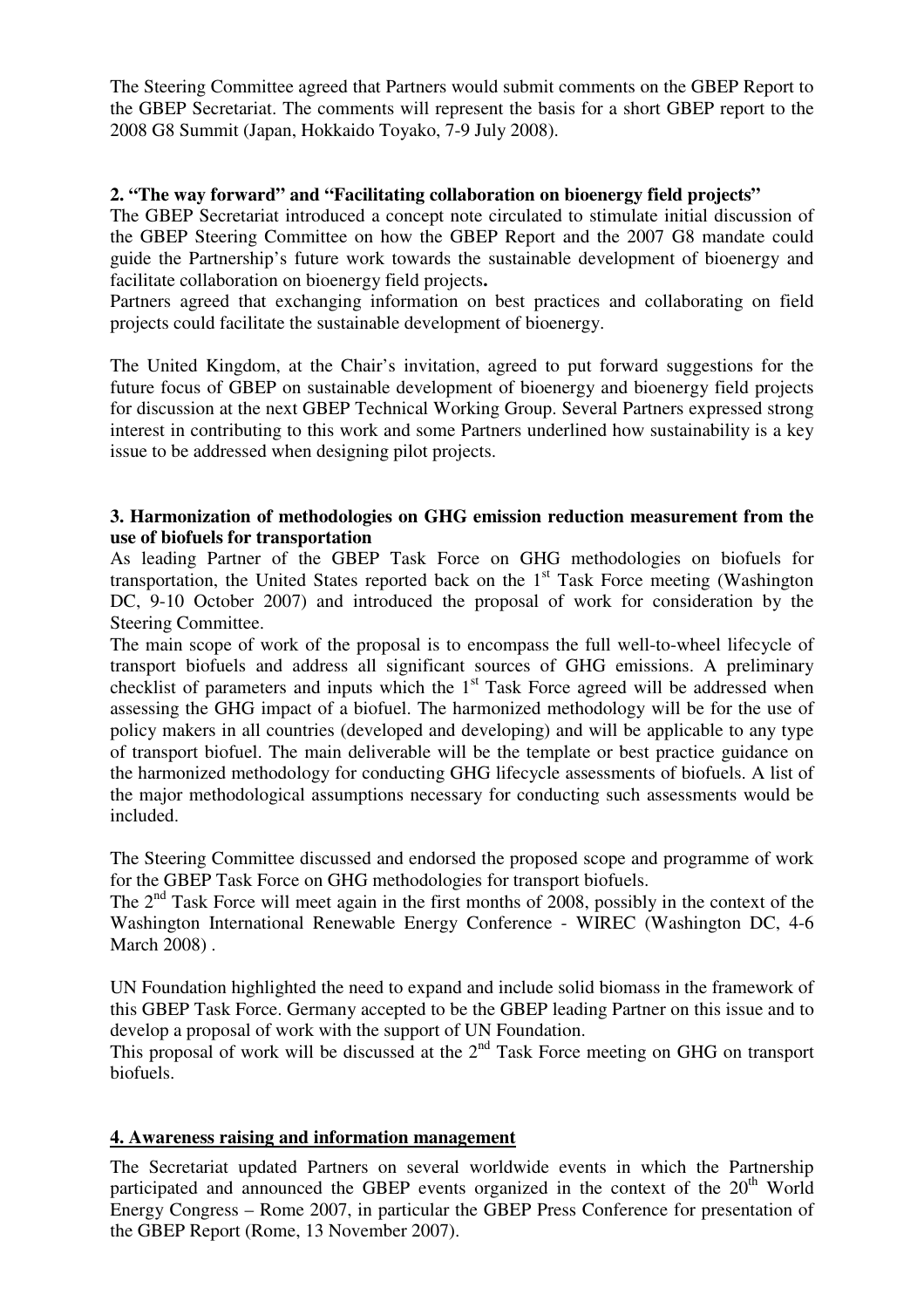The Steering Committee agreed that Partners would submit comments on the GBEP Report to the GBEP Secretariat. The comments will represent the basis for a short GBEP report to the 2008 G8 Summit (Japan, Hokkaido Toyako, 7-9 July 2008).

**2. "The way forward" and "Facilitating collaboration on bioenergy field projects"**

The GBEP Secretariat introduced a concept note circulated to stimulate initial discussion of the GBEP Steering Committee on how the GBEP Report and the 2007 G8 mandate could guide the Partnership's future work towards the sustainable development of bioenergy and facilitate collaboration on bioenergy field projects**.**

Partners agreed that exchanging information on best practices and collaborating on field projects could facilitate the sustainable development of bioenergy.

The United Kingdom, at the Chair's invitation, agreed to put forward suggestions for the future focus of GBEP on sustainable development of bioenergy and bioenergy field projects for discussion at the next GBEP Technical Working Group. Several Partners expressed strong interest in contributing to this work and some Partners underlined how sustainability is a key issue to be addressed when designing pilot projects.

**3. Harmonization of methodologies on GHG emission reduction measurement from the use of biofuels for transportation**

As leading Partner of the GBEP Task Force on GHG methodologies on biofuels for transportation, the United States reported back on the 1st Task Force meeting (Washington DC, 9-10 October 2007) and introduced the proposal of work for consideration by the Steering Committee.

The main scope of work of the proposal is to encompass the full well-to-wheel lifecycle of transport biofuels and address all significant sources of GHG emissions. A preliminary checklist of parameters and inputs which the 1st Task Force agreed will be addressed when assessing the GHG impact of a biofuel. The harmonized methodology will be for the use of policy makers in all countries (developed and developing) and will be applicable to any type of transport biofuel. The main deliverable will be the template or best practice guidance on the harmonized methodology for conducting GHG lifecycle assessments of biofuels. A list of the major methodological assumptions necessary for conducting such assessments would be included.

The Steering Committee discussed and endorsed the proposed scope and programme of work for the GBEP Task Force on GHG methodologies for transport biofuels.

The 2nd Task Force will meet again in the first months of 2008, possibly in the context of the Washington International Renewable Energy Conference - WIREC (Washington DC, 4-6 March 2008) .

UN Foundation highlighted the need to expand and include solid biomass in the framework of this GBEP Task Force. Germany accepted to be the GBEP leading Partner on this issue and to develop a proposal of work with the support of UN Foundation.

This proposal of work will be discussed at the 2nd Task Force meeting on GHG on transport biofuels.

**4. Awareness raising and information management**

The Secretariat updated Partners on several worldwide events in which the Partnership participated and announced the GBEP events organized in the context of the 20th World Energy Congress – Rome 2007, in particular the GBEP Press Conference for presentation of the GBEP Report (Rome, 13 November 2007).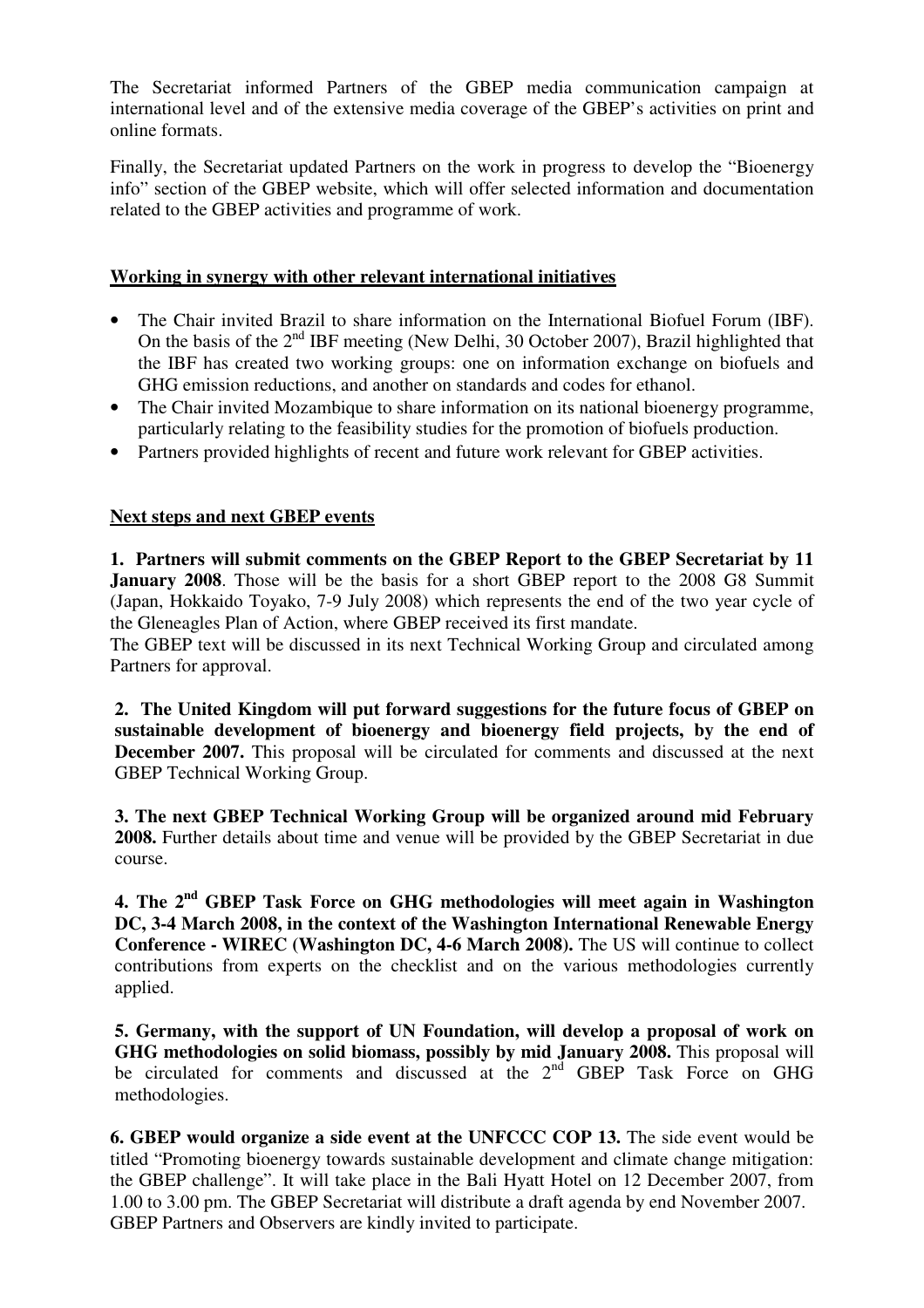The Secretariat informed Partners of the GBEP media communication campaign at international level and of the extensive media coverage of the GBEP's activities on print and online formats.

Finally, the Secretariat updated Partners on the work in progress to develop the "Bioenergy info" section of the GBEP website, which will offer selected information and documentation related to the GBEP activities and programme of work.

## Working in synergy with other relevant international initiatives

- The Chair invited Brazil to share information on the International Biofuel Forum (IBF). On the basis of the 2nd IBF meeting (New Delhi, 30 October 2007), Brazil highlighted that the IBF has created two working groups: one on information exchange on biofuels and GHG emission reductions, and another on standards and codes for ethanol.
- The Chair invited Mozambique to share information on its national bioenergy programme, particularly relating to the feasibility studies for the promotion of biofuels production.
- Partners provided highlights of recent and future work relevant for GBEP activities.

## Next steps and next GBEP events

**1. Partners will submit comments on the GBEP Report to the GBEP Secretariat by 11 January 2008**. Those will be the basis for a short GBEP report to the 2008 G8 Summit (Japan, Hokkaido Toyako, 7-9 July 2008) which represents the end of the two year cycle of the Gleneagles Plan of Action, where GBEP received its first mandate.
The GBEP text will be discussed in its next Technical Working Group and circulated among Partners for approval.

**2. The United Kingdom will put forward suggestions for the future focus of GBEP on sustainable development of bioenergy and bioenergy field projects, by the end of December 2007.** This proposal will be circulated for comments and discussed at the next GBEP Technical Working Group.

**3. The next GBEP Technical Working Group will be organized around mid February 2008.** Further details about time and venue will be provided by the GBEP Secretariat in due course.

**4. The 2nd GBEP Task Force on GHG methodologies will meet again in Washington DC, 3-4 March 2008, in the context of the Washington International Renewable Energy Conference - WIREC (Washington DC, 4-6 March 2008).** The US will continue to collect contributions from experts on the checklist and on the various methodologies currently applied.

**5. Germany, with the support of UN Foundation, will develop a proposal of work on GHG methodologies on solid biomass, possibly by mid January 2008.** This proposal will be circulated for comments and discussed at the 2nd GBEP Task Force on GHG methodologies.

**6. GBEP would organize a side event at the UNFCCC COP 13.** The side event would be titled "Promoting bioenergy towards sustainable development and climate change mitigation: the GBEP challenge". It will take place in the Bali Hyatt Hotel on 12 December 2007, from 1.00 to 3.00 pm. The GBEP Secretariat will distribute a draft agenda by end November 2007.
GBEP Partners and Observers are kindly invited to participate.